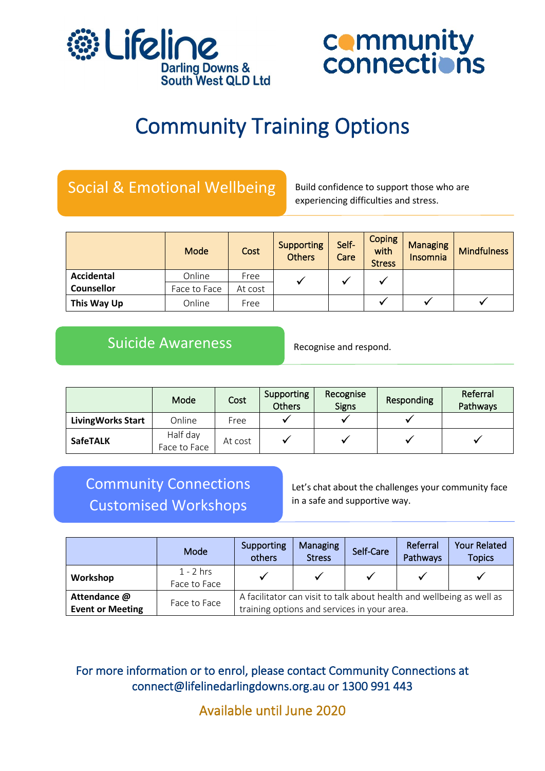Lifeline Darling Downs & South West QLD Ltd

community connections

# Community Training Options

## Social & Emotional Wellbeing

Build confidence to support those who are experiencing difficulties and stress.

| | Mode | Cost | Supporting Others | Self-Care | Coping with Stress | Managing Insomnia | Mindfulness |
|---|---|---|---|---|---|---|---|
| **Accidental Counsellor** | Online | Free | ✓ | ✓ | ✓ | | |
| | Face to Face | At cost | | | | | |
| **This Way Up** | Online | Free | | | ✓ | ✓ | ✓ |

## Suicide Awareness

Recognise and respond.

| | Mode | Cost | Supporting Others | Recognise Signs | Responding | Referral Pathways |
|---|---|---|---|---|---|---|
| **LivingWorks Start** | Online | Free | ✓ | ✓ | ✓ | |
| **SafeTALK** | Half day Face to Face | At cost | ✓ | ✓ | ✓ | ✓ |

## Community Connections Customised Workshops

Let's chat about the challenges your community face in a safe and supportive way.

| | Mode | Supporting others | Managing Stress | Self-Care | Referral Pathways | Your Related Topics |
|---|---|---|---|---|---|---|
| **Workshop** | 1 - 2 hrs Face to Face | ✓ | ✓ | ✓ | ✓ | ✓ |
| **Attendance @ Event or Meeting** | Face to Face | A facilitator can visit to talk about health and wellbeing as well as training options and services in your area. | | | | |

For more information or to enrol, please contact Community Connections at connect@lifelinedarlingdowns.org.au or 1300 991 443

Available until June 2020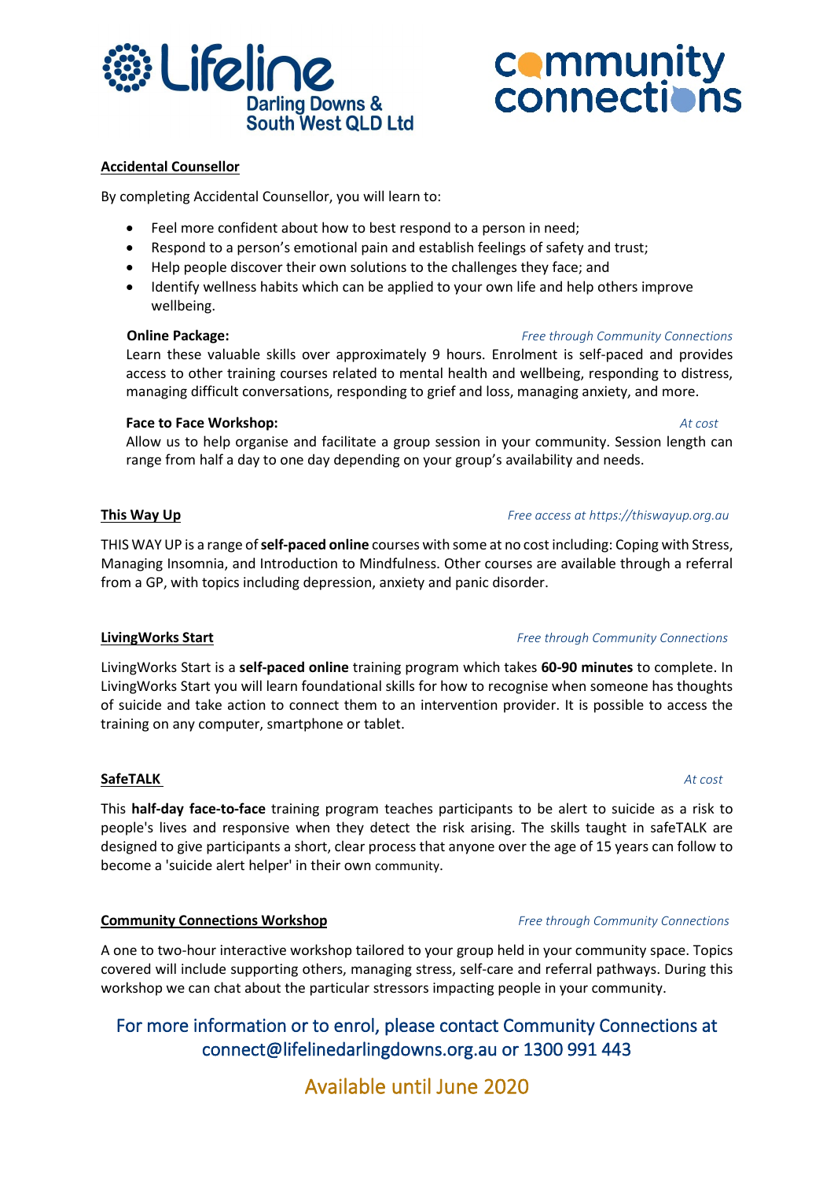Lifeline Darling Downs & South West QLD Ltd

community connections

## Accidental Counsellor

By completing Accidental Counsellor, you will learn to:

- Feel more confident about how to best respond to a person in need;
- Respond to a person's emotional pain and establish feelings of safety and trust;
- Help people discover their own solutions to the challenges they face; and
- Identify wellness habits which can be applied to your own life and help others improve wellbeing.

**Online Package:** *Free through Community Connections*

Learn these valuable skills over approximately 9 hours. Enrolment is self-paced and provides access to other training courses related to mental health and wellbeing, responding to distress, managing difficult conversations, responding to grief and loss, managing anxiety, and more.

**Face to Face Workshop:** *At cost*

Allow us to help organise and facilitate a group session in your community. Session length can range from half a day to one day depending on your group's availability and needs.

## This Way Up

*Free access at https://thiswayup.org.au*

THIS WAY UP is a range of **self-paced online** courses with some at no cost including: Coping with Stress, Managing Insomnia, and Introduction to Mindfulness. Other courses are available through a referral from a GP, with topics including depression, anxiety and panic disorder.

## LivingWorks Start

*Free through Community Connections*

LivingWorks Start is a **self-paced online** training program which takes **60-90 minutes** to complete. In LivingWorks Start you will learn foundational skills for how to recognise when someone has thoughts of suicide and take action to connect them to an intervention provider. It is possible to access the training on any computer, smartphone or tablet.

## SafeTALK

*At cost*

This **half-day face-to-face** training program teaches participants to be alert to suicide as a risk to people's lives and responsive when they detect the risk arising. The skills taught in safeTALK are designed to give participants a short, clear process that anyone over the age of 15 years can follow to become a 'suicide alert helper' in their own community.

## Community Connections Workshop

*Free through Community Connections*

A one to two-hour interactive workshop tailored to your group held in your community space. Topics covered will include supporting others, managing stress, self-care and referral pathways. During this workshop we can chat about the particular stressors impacting people in your community.

For more information or to enrol, please contact Community Connections at connect@lifelinedarlingdowns.org.au or 1300 991 443

Available until June 2020